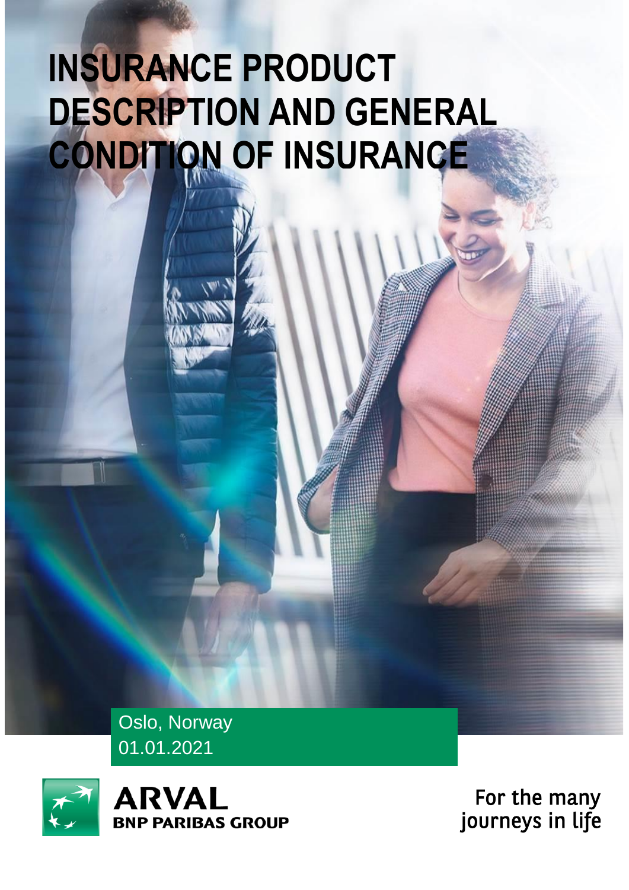# INSURANCE PRODUCT DESCRIPTION AND GENERAL CONDITION OF INSURANCE

Oslo, Norway
01.01.2021

ARVAL
BNP PARIBAS GROUP

For the many journeys in life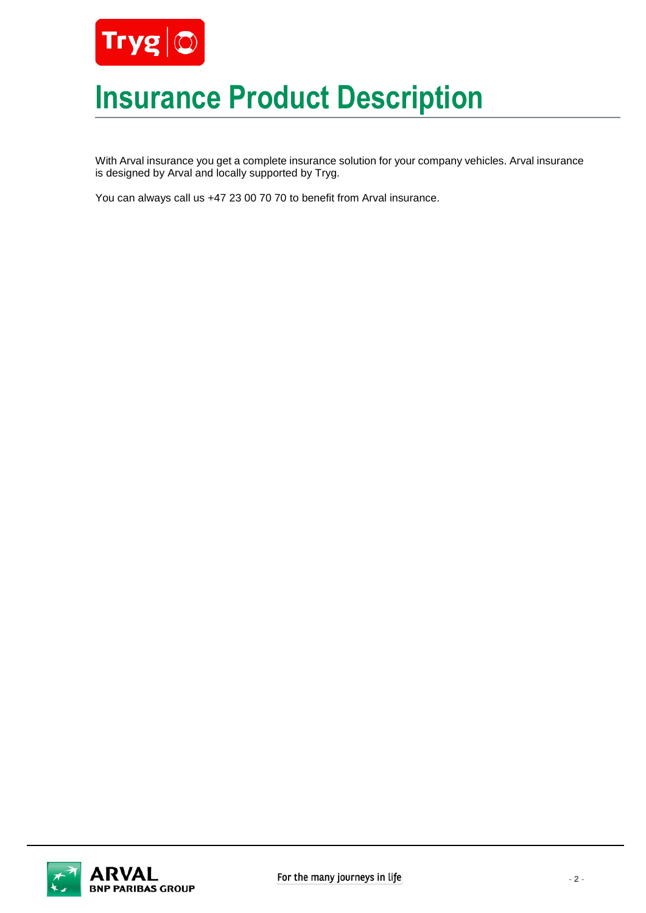# Insurance Product Description

With Arval insurance you get a complete insurance solution for your company vehicles. Arval insurance is designed by Arval and locally supported by Tryg.

You can always call us +47 23 00 70 70 to benefit from Arval insurance.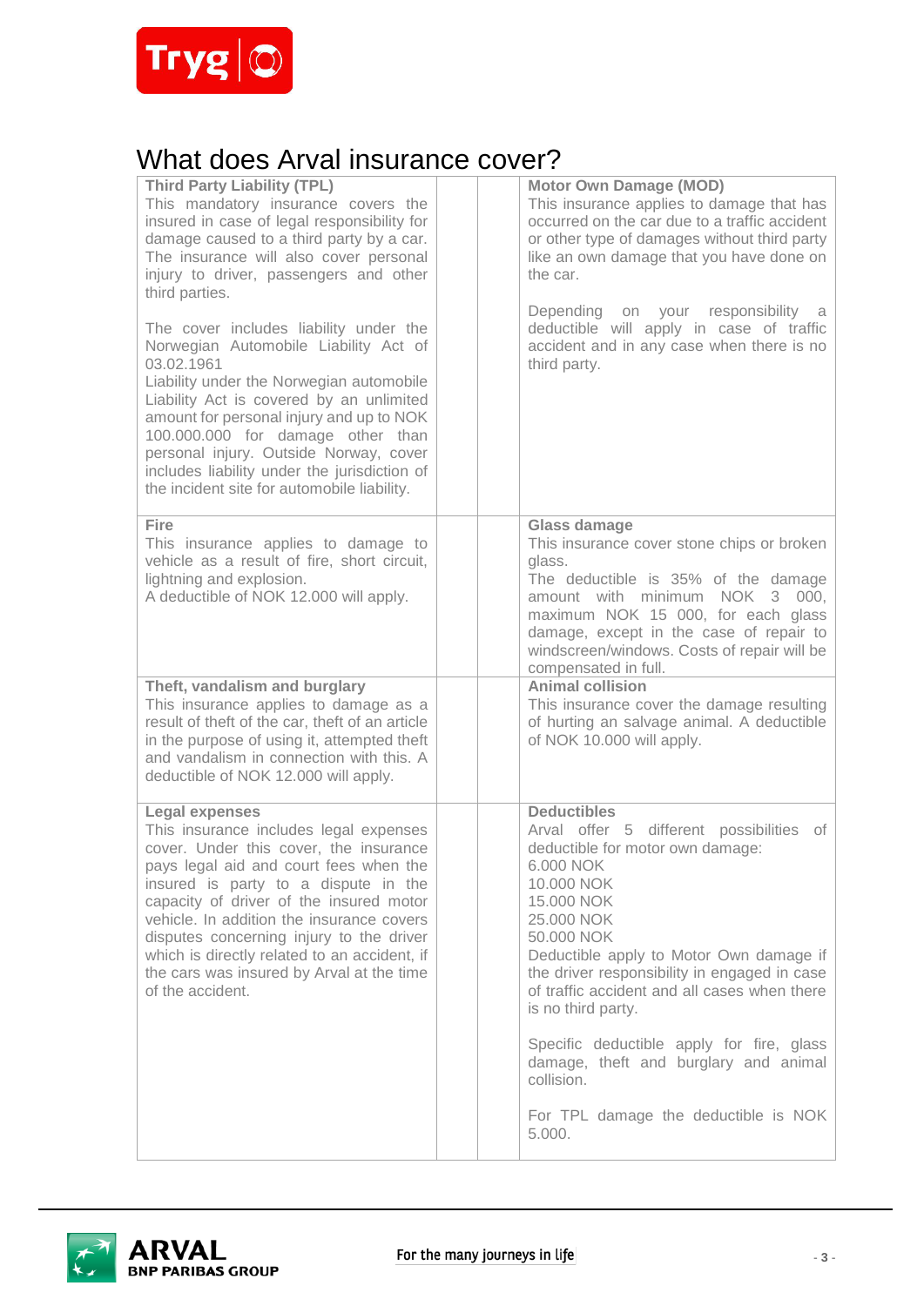# What does Arval insurance cover?

| | | | |
|---|---|---|---|
| **Third Party Liability (TPL)**<br>This mandatory insurance covers the insured in case of legal responsibility for damage caused to a third party by a car. The insurance will also cover personal injury to driver, passengers and other third parties.<br><br>The cover includes liability under the Norwegian Automobile Liability Act of 03.02.1961<br>Liability under the Norwegian automobile Liability Act is covered by an unlimited amount for personal injury and up to NOK 100.000.000 for damage other than personal injury. Outside Norway, cover includes liability under the jurisdiction of the incident site for automobile liability. | | | **Motor Own Damage (MOD)**<br>This insurance applies to damage that has occurred on the car due to a traffic accident or other type of damages without third party like an own damage that you have done on the car.<br><br>Depending on your responsibility a deductible will apply in case of traffic accident and in any case when there is no third party. |
| **Fire**<br>This insurance applies to damage to vehicle as a result of fire, short circuit, lightning and explosion.<br>A deductible of NOK 12.000 will apply. | | | **Glass damage**<br>This insurance cover stone chips or broken glass.<br>The deductible is 35% of the damage amount with minimum NOK 3 000, maximum NOK 15 000, for each glass damage, except in the case of repair to windscreen/windows. Costs of repair will be compensated in full. |
| **Theft, vandalism and burglary**<br>This insurance applies to damage as a result of theft of the car, theft of an article in the purpose of using it, attempted theft and vandalism in connection with this. A deductible of NOK 12.000 will apply. | | | **Animal collision**<br>This insurance cover the damage resulting of hurting an salvage animal. A deductible of NOK 10.000 will apply. |
| **Legal expenses**<br>This insurance includes legal expenses cover. Under this cover, the insurance pays legal aid and court fees when the insured is party to a dispute in the capacity of driver of the insured motor vehicle. In addition the insurance covers disputes concerning injury to the driver which is directly related to an accident, if the cars was insured by Arval at the time of the accident. | | | **Deductibles**<br>Arval offer 5 different possibilities of deductible for motor own damage:<br>6.000 NOK<br>10.000 NOK<br>15.000 NOK<br>25.000 NOK<br>50.000 NOK<br>Deductible apply to Motor Own damage if the driver responsibility in engaged in case of traffic accident and all cases when there is no third party.<br><br>Specific deductible apply for fire, glass damage, theft and burglary and animal collision.<br><br>For TPL damage the deductible is NOK 5.000. |

For the many journeys in life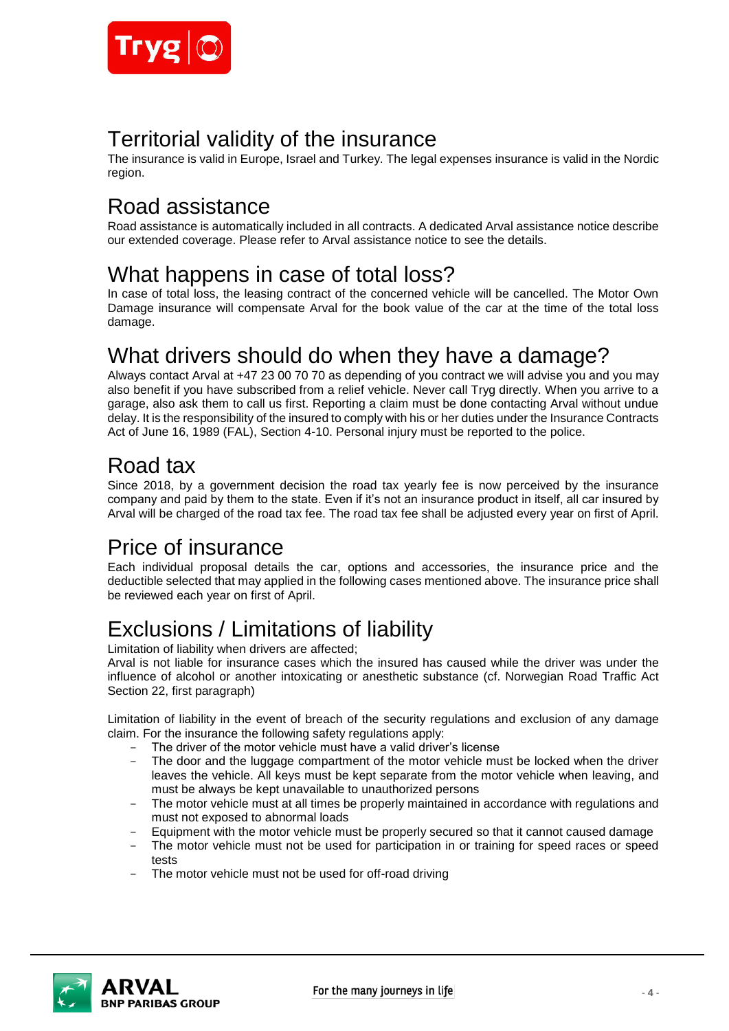## Territorial validity of the insurance

The insurance is valid in Europe, Israel and Turkey. The legal expenses insurance is valid in the Nordic region.

## Road assistance

Road assistance is automatically included in all contracts. A dedicated Arval assistance notice describe our extended coverage. Please refer to Arval assistance notice to see the details.

## What happens in case of total loss?

In case of total loss, the leasing contract of the concerned vehicle will be cancelled. The Motor Own Damage insurance will compensate Arval for the book value of the car at the time of the total loss damage.

## What drivers should do when they have a damage?

Always contact Arval at +47 23 00 70 70 as depending of you contract we will advise you and you may also benefit if you have subscribed from a relief vehicle. Never call Tryg directly. When you arrive to a garage, also ask them to call us first. Reporting a claim must be done contacting Arval without undue delay. It is the responsibility of the insured to comply with his or her duties under the Insurance Contracts Act of June 16, 1989 (FAL), Section 4-10. Personal injury must be reported to the police.

## Road tax

Since 2018, by a government decision the road tax yearly fee is now perceived by the insurance company and paid by them to the state. Even if it's not an insurance product in itself, all car insured by Arval will be charged of the road tax fee. The road tax fee shall be adjusted every year on first of April.

## Price of insurance

Each individual proposal details the car, options and accessories, the insurance price and the deductible selected that may applied in the following cases mentioned above. The insurance price shall be reviewed each year on first of April.

## Exclusions / Limitations of liability

Limitation of liability when drivers are affected;

Arval is not liable for insurance cases which the insured has caused while the driver was under the influence of alcohol or another intoxicating or anesthetic substance (cf. Norwegian Road Traffic Act Section 22, first paragraph)

Limitation of liability in the event of breach of the security regulations and exclusion of any damage claim. For the insurance the following safety regulations apply:

- The driver of the motor vehicle must have a valid driver's license
- The door and the luggage compartment of the motor vehicle must be locked when the driver leaves the vehicle. All keys must be kept separate from the motor vehicle when leaving, and must be always be kept unavailable to unauthorized persons
- The motor vehicle must at all times be properly maintained in accordance with regulations and must not exposed to abnormal loads
- Equipment with the motor vehicle must be properly secured so that it cannot caused damage
- The motor vehicle must not be used for participation in or training for speed races or speed tests
- The motor vehicle must not be used for off-road driving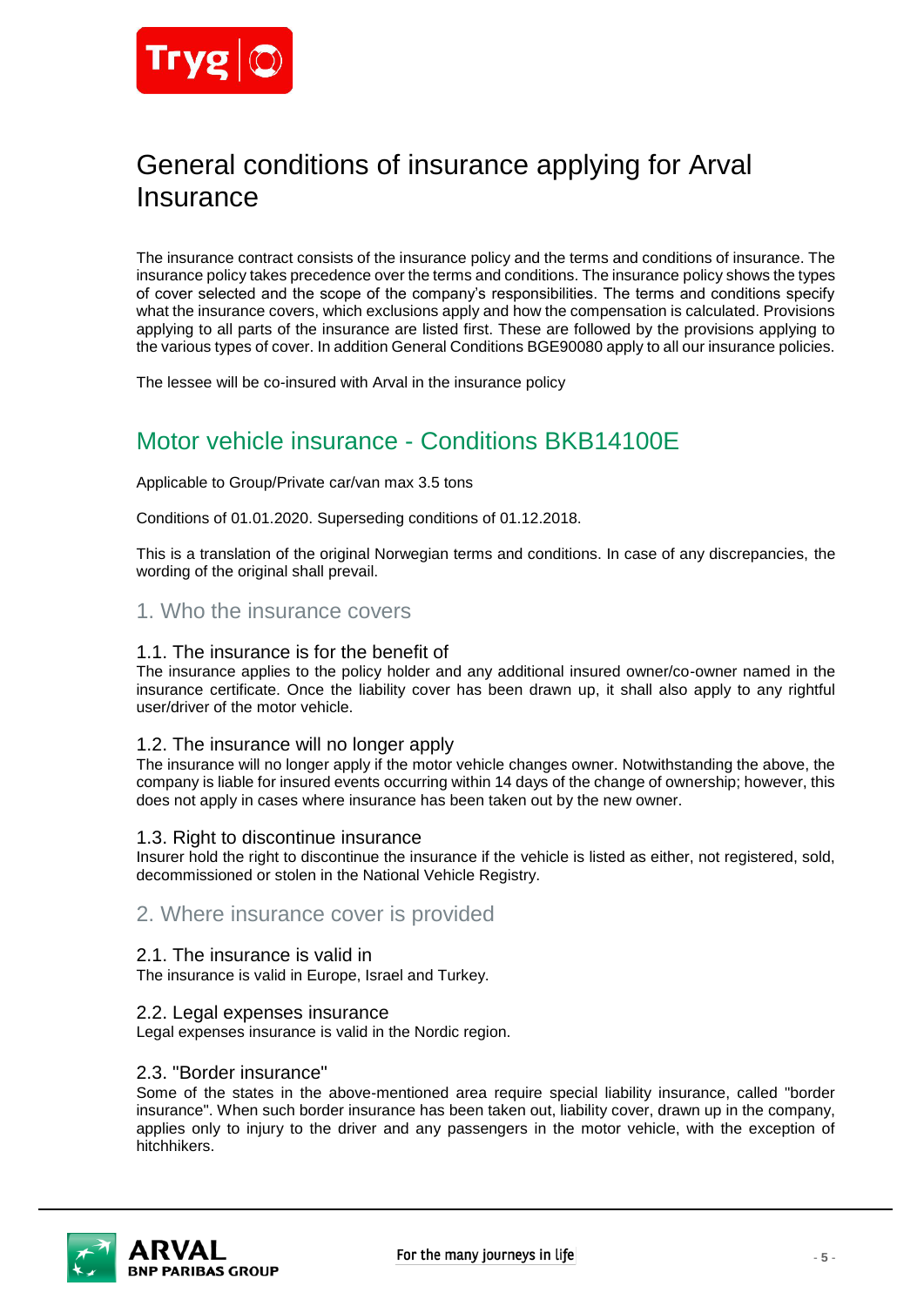# General conditions of insurance applying for Arval Insurance

The insurance contract consists of the insurance policy and the terms and conditions of insurance. The insurance policy takes precedence over the terms and conditions. The insurance policy shows the types of cover selected and the scope of the company's responsibilities. The terms and conditions specify what the insurance covers, which exclusions apply and how the compensation is calculated. Provisions applying to all parts of the insurance are listed first. These are followed by the provisions applying to the various types of cover. In addition General Conditions BGE90080 apply to all our insurance policies.

The lessee will be co-insured with Arval in the insurance policy

## Motor vehicle insurance - Conditions BKB14100E

Applicable to Group/Private car/van max 3.5 tons

Conditions of 01.01.2020. Superseding conditions of 01.12.2018.

This is a translation of the original Norwegian terms and conditions. In case of any discrepancies, the wording of the original shall prevail.

### 1. Who the insurance covers

#### 1.1. The insurance is for the benefit of

The insurance applies to the policy holder and any additional insured owner/co-owner named in the insurance certificate. Once the liability cover has been drawn up, it shall also apply to any rightful user/driver of the motor vehicle.

#### 1.2. The insurance will no longer apply

The insurance will no longer apply if the motor vehicle changes owner. Notwithstanding the above, the company is liable for insured events occurring within 14 days of the change of ownership; however, this does not apply in cases where insurance has been taken out by the new owner.

#### 1.3. Right to discontinue insurance

Insurer hold the right to discontinue the insurance if the vehicle is listed as either, not registered, sold, decommissioned or stolen in the National Vehicle Registry.

### 2. Where insurance cover is provided

#### 2.1. The insurance is valid in

The insurance is valid in Europe, Israel and Turkey.

#### 2.2. Legal expenses insurance

Legal expenses insurance is valid in the Nordic region.

#### 2.3. "Border insurance"

Some of the states in the above-mentioned area require special liability insurance, called "border insurance". When such border insurance has been taken out, liability cover, drawn up in the company, applies only to injury to the driver and any passengers in the motor vehicle, with the exception of hitchhikers.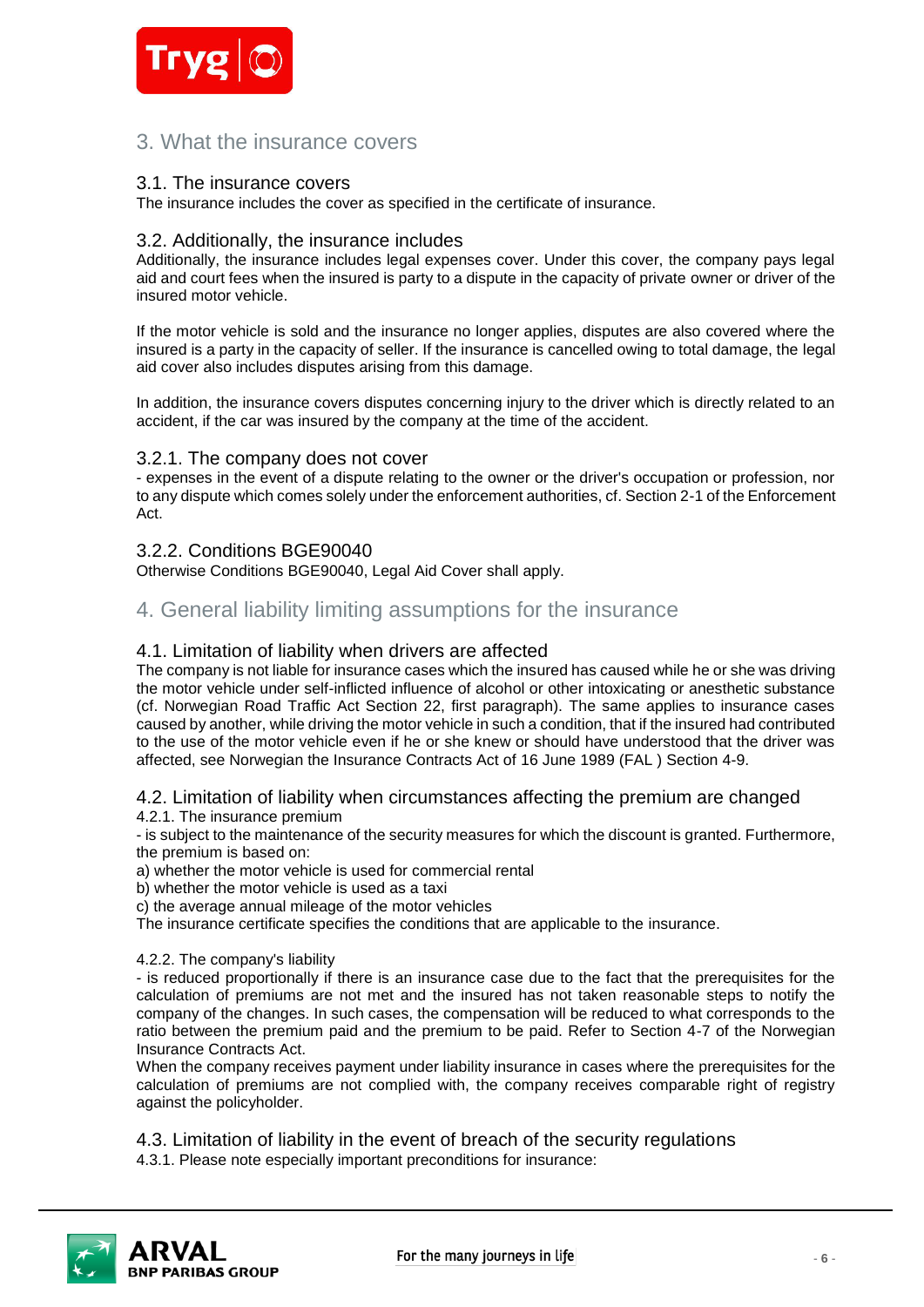# 3. What the insurance covers

## 3.1. The insurance covers

The insurance includes the cover as specified in the certificate of insurance.

## 3.2. Additionally, the insurance includes

Additionally, the insurance includes legal expenses cover. Under this cover, the company pays legal aid and court fees when the insured is party to a dispute in the capacity of private owner or driver of the insured motor vehicle.

If the motor vehicle is sold and the insurance no longer applies, disputes are also covered where the insured is a party in the capacity of seller. If the insurance is cancelled owing to total damage, the legal aid cover also includes disputes arising from this damage.

In addition, the insurance covers disputes concerning injury to the driver which is directly related to an accident, if the car was insured by the company at the time of the accident.

### 3.2.1. The company does not cover

- expenses in the event of a dispute relating to the owner or the driver's occupation or profession, nor to any dispute which comes solely under the enforcement authorities, cf. Section 2-1 of the Enforcement Act.

### 3.2.2. Conditions BGE90040

Otherwise Conditions BGE90040, Legal Aid Cover shall apply.

# 4. General liability limiting assumptions for the insurance

## 4.1. Limitation of liability when drivers are affected

The company is not liable for insurance cases which the insured has caused while he or she was driving the motor vehicle under self-inflicted influence of alcohol or other intoxicating or anesthetic substance (cf. Norwegian Road Traffic Act Section 22, first paragraph). The same applies to insurance cases caused by another, while driving the motor vehicle in such a condition, that if the insured had contributed to the use of the motor vehicle even if he or she knew or should have understood that the driver was affected, see Norwegian the Insurance Contracts Act of 16 June 1989 (FAL ) Section 4-9.

## 4.2. Limitation of liability when circumstances affecting the premium are changed

4.2.1. The insurance premium

- is subject to the maintenance of the security measures for which the discount is granted. Furthermore, the premium is based on:

a) whether the motor vehicle is used for commercial rental

b) whether the motor vehicle is used as a taxi

c) the average annual mileage of the motor vehicles

The insurance certificate specifies the conditions that are applicable to the insurance.

4.2.2. The company's liability

- is reduced proportionally if there is an insurance case due to the fact that the prerequisites for the calculation of premiums are not met and the insured has not taken reasonable steps to notify the company of the changes. In such cases, the compensation will be reduced to what corresponds to the ratio between the premium paid and the premium to be paid. Refer to Section 4-7 of the Norwegian Insurance Contracts Act.

When the company receives payment under liability insurance in cases where the prerequisites for the calculation of premiums are not complied with, the company receives comparable right of registry against the policyholder.

## 4.3. Limitation of liability in the event of breach of the security regulations

4.3.1. Please note especially important preconditions for insurance: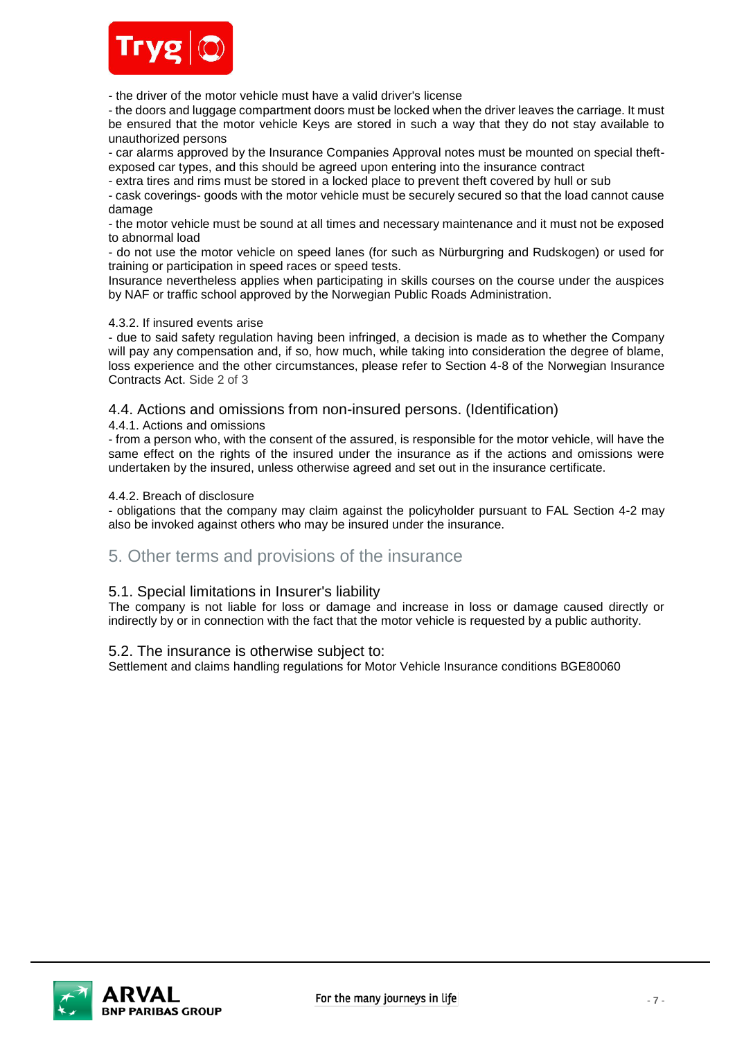- the driver of the motor vehicle must have a valid driver's license
- the doors and luggage compartment doors must be locked when the driver leaves the carriage. It must be ensured that the motor vehicle Keys are stored in such a way that they do not stay available to unauthorized persons
- car alarms approved by the Insurance Companies Approval notes must be mounted on special theft-exposed car types, and this should be agreed upon entering into the insurance contract
- extra tires and rims must be stored in a locked place to prevent theft covered by hull or sub
- cask coverings- goods with the motor vehicle must be securely secured so that the load cannot cause damage
- the motor vehicle must be sound at all times and necessary maintenance and it must not be exposed to abnormal load
- do not use the motor vehicle on speed lanes (for such as Nürburgring and Rudskogen) or used for training or participation in speed races or speed tests.

Insurance nevertheless applies when participating in skills courses on the course under the auspices by NAF or traffic school approved by the Norwegian Public Roads Administration.

4.3.2. If insured events arise

- due to said safety regulation having been infringed, a decision is made as to whether the Company will pay any compensation and, if so, how much, while taking into consideration the degree of blame, loss experience and the other circumstances, please refer to Section 4-8 of the Norwegian Insurance Contracts Act. Side 2 of 3

### 4.4. Actions and omissions from non-insured persons. (Identification)

4.4.1. Actions and omissions

- from a person who, with the consent of the assured, is responsible for the motor vehicle, will have the same effect on the rights of the insured under the insurance as if the actions and omissions were undertaken by the insured, unless otherwise agreed and set out in the insurance certificate.

4.4.2. Breach of disclosure

- obligations that the company may claim against the policyholder pursuant to FAL Section 4-2 may also be invoked against others who may be insured under the insurance.

## 5. Other terms and provisions of the insurance

### 5.1. Special limitations in Insurer's liability

The company is not liable for loss or damage and increase in loss or damage caused directly or indirectly by or in connection with the fact that the motor vehicle is requested by a public authority.

### 5.2. The insurance is otherwise subject to:

Settlement and claims handling regulations for Motor Vehicle Insurance conditions BGE80060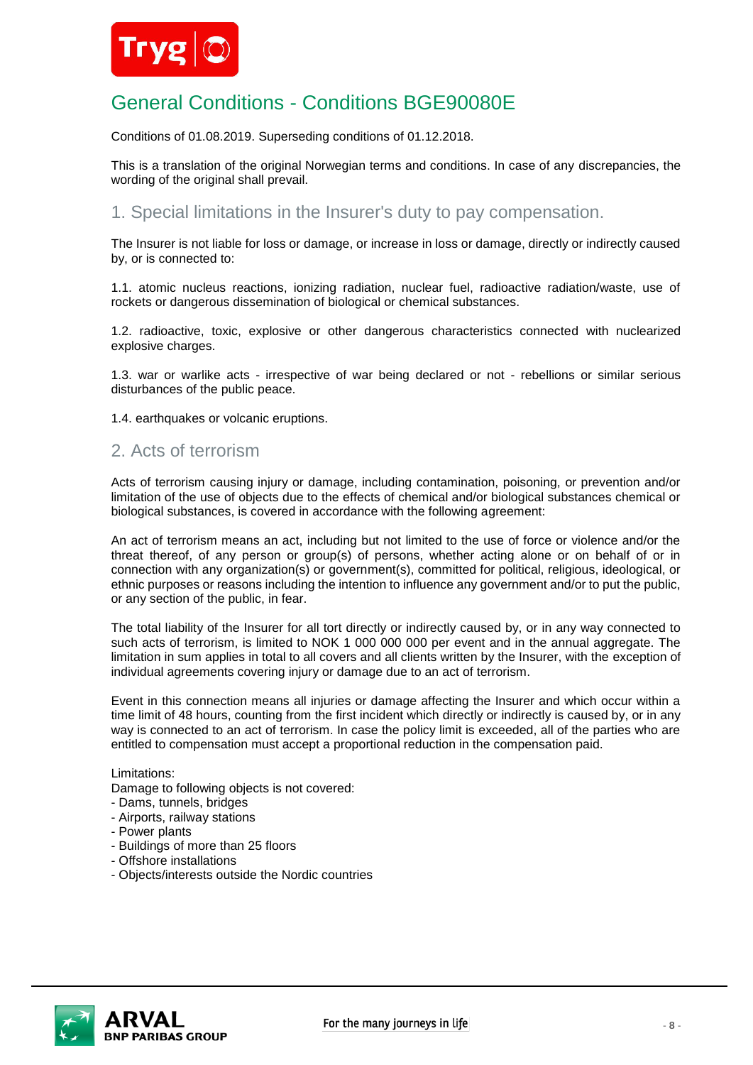# General Conditions - Conditions BGE90080E

Conditions of 01.08.2019. Superseding conditions of 01.12.2018.

This is a translation of the original Norwegian terms and conditions. In case of any discrepancies, the wording of the original shall prevail.

## 1. Special limitations in the Insurer's duty to pay compensation.

The Insurer is not liable for loss or damage, or increase in loss or damage, directly or indirectly caused by, or is connected to:

1.1. atomic nucleus reactions, ionizing radiation, nuclear fuel, radioactive radiation/waste, use of rockets or dangerous dissemination of biological or chemical substances.

1.2. radioactive, toxic, explosive or other dangerous characteristics connected with nuclearized explosive charges.

1.3. war or warlike acts - irrespective of war being declared or not - rebellions or similar serious disturbances of the public peace.

1.4. earthquakes or volcanic eruptions.

## 2. Acts of terrorism

Acts of terrorism causing injury or damage, including contamination, poisoning, or prevention and/or limitation of the use of objects due to the effects of chemical and/or biological substances chemical or biological substances, is covered in accordance with the following agreement:

An act of terrorism means an act, including but not limited to the use of force or violence and/or the threat thereof, of any person or group(s) of persons, whether acting alone or on behalf of or in connection with any organization(s) or government(s), committed for political, religious, ideological, or ethnic purposes or reasons including the intention to influence any government and/or to put the public, or any section of the public, in fear.

The total liability of the Insurer for all tort directly or indirectly caused by, or in any way connected to such acts of terrorism, is limited to NOK 1 000 000 000 per event and in the annual aggregate. The limitation in sum applies in total to all covers and all clients written by the Insurer, with the exception of individual agreements covering injury or damage due to an act of terrorism.

Event in this connection means all injuries or damage affecting the Insurer and which occur within a time limit of 48 hours, counting from the first incident which directly or indirectly is caused by, or in any way is connected to an act of terrorism. In case the policy limit is exceeded, all of the parties who are entitled to compensation must accept a proportional reduction in the compensation paid.

Limitations:
Damage to following objects is not covered:

- Dams, tunnels, bridges
- Airports, railway stations
- Power plants
- Buildings of more than 25 floors
- Offshore installations
- Objects/interests outside the Nordic countries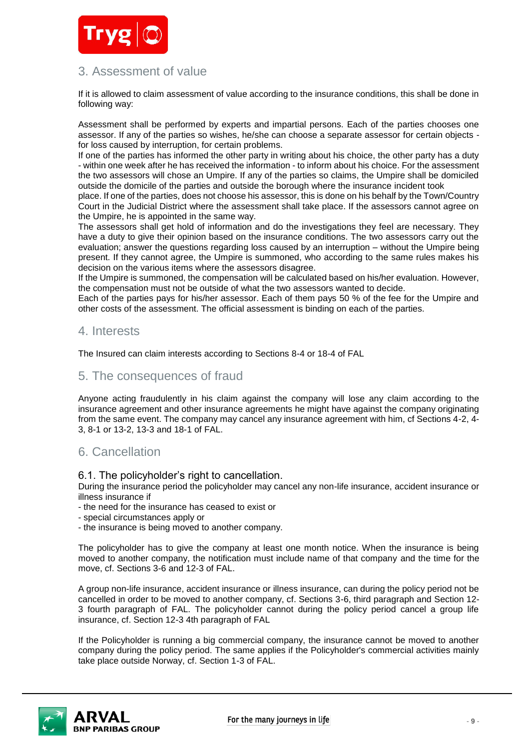## 3. Assessment of value

If it is allowed to claim assessment of value according to the insurance conditions, this shall be done in following way:

Assessment shall be performed by experts and impartial persons. Each of the parties chooses one assessor. If any of the parties so wishes, he/she can choose a separate assessor for certain objects - for loss caused by interruption, for certain problems.
If one of the parties has informed the other party in writing about his choice, the other party has a duty - within one week after he has received the information - to inform about his choice. For the assessment the two assessors will chose an Umpire. If any of the parties so claims, the Umpire shall be domiciled outside the domicile of the parties and outside the borough where the insurance incident took place. If one of the parties, does not choose his assessor, this is done on his behalf by the Town/Country Court in the Judicial District where the assessment shall take place. If the assessors cannot agree on the Umpire, he is appointed in the same way.
The assessors shall get hold of information and do the investigations they feel are necessary. They have a duty to give their opinion based on the insurance conditions. The two assessors carry out the evaluation; answer the questions regarding loss caused by an interruption – without the Umpire being present. If they cannot agree, the Umpire is summoned, who according to the same rules makes his decision on the various items where the assessors disagree.
If the Umpire is summoned, the compensation will be calculated based on his/her evaluation. However, the compensation must not be outside of what the two assessors wanted to decide.
Each of the parties pays for his/her assessor. Each of them pays 50 % of the fee for the Umpire and other costs of the assessment. The official assessment is binding on each of the parties.

## 4. Interests

The Insured can claim interests according to Sections 8-4 or 18-4 of FAL

## 5. The consequences of fraud

Anyone acting fraudulently in his claim against the company will lose any claim according to the insurance agreement and other insurance agreements he might have against the company originating from the same event. The company may cancel any insurance agreement with him, cf Sections 4-2, 4-3, 8-1 or 13-2, 13-3 and 18-1 of FAL.

## 6. Cancellation

### 6.1. The policyholder's right to cancellation.

During the insurance period the policyholder may cancel any non-life insurance, accident insurance or illness insurance if
- the need for the insurance has ceased to exist or
- special circumstances apply or
- the insurance is being moved to another company.

The policyholder has to give the company at least one month notice. When the insurance is being moved to another company, the notification must include name of that company and the time for the move, cf. Sections 3-6 and 12-3 of FAL.

A group non-life insurance, accident insurance or illness insurance, can during the policy period not be cancelled in order to be moved to another company, cf. Sections 3-6, third paragraph and Section 12-3 fourth paragraph of FAL. The policyholder cannot during the policy period cancel a group life insurance, cf. Section 12-3 4th paragraph of FAL

If the Policyholder is running a big commercial company, the insurance cannot be moved to another company during the policy period. The same applies if the Policyholder's commercial activities mainly take place outside Norway, cf. Section 1-3 of FAL.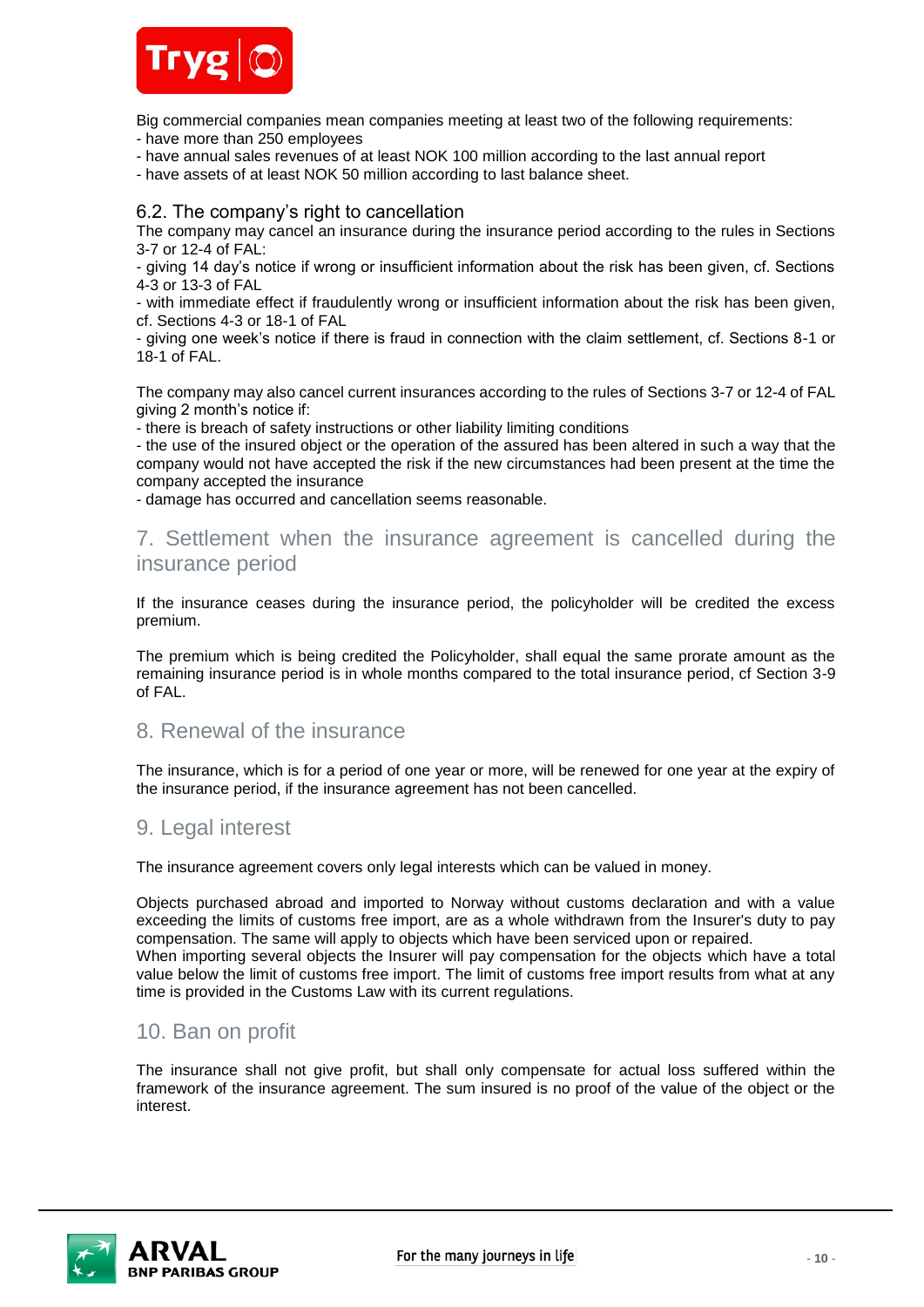Big commercial companies mean companies meeting at least two of the following requirements:
- have more than 250 employees
- have annual sales revenues of at least NOK 100 million according to the last annual report
- have assets of at least NOK 50 million according to last balance sheet.

### 6.2. The company's right to cancellation

The company may cancel an insurance during the insurance period according to the rules in Sections 3-7 or 12-4 of FAL:
- giving 14 day's notice if wrong or insufficient information about the risk has been given, cf. Sections 4-3 or 13-3 of FAL
- with immediate effect if fraudulently wrong or insufficient information about the risk has been given, cf. Sections 4-3 or 18-1 of FAL
- giving one week's notice if there is fraud in connection with the claim settlement, cf. Sections 8-1 or 18-1 of FAL.

The company may also cancel current insurances according to the rules of Sections 3-7 or 12-4 of FAL giving 2 month's notice if:
- there is breach of safety instructions or other liability limiting conditions
- the use of the insured object or the operation of the assured has been altered in such a way that the company would not have accepted the risk if the new circumstances had been present at the time the company accepted the insurance
- damage has occurred and cancellation seems reasonable.

## 7. Settlement when the insurance agreement is cancelled during the insurance period

If the insurance ceases during the insurance period, the policyholder will be credited the excess premium.

The premium which is being credited the Policyholder, shall equal the same prorate amount as the remaining insurance period is in whole months compared to the total insurance period, cf Section 3-9 of FAL.

## 8. Renewal of the insurance

The insurance, which is for a period of one year or more, will be renewed for one year at the expiry of the insurance period, if the insurance agreement has not been cancelled.

## 9. Legal interest

The insurance agreement covers only legal interests which can be valued in money.

Objects purchased abroad and imported to Norway without customs declaration and with a value exceeding the limits of customs free import, are as a whole withdrawn from the Insurer's duty to pay compensation. The same will apply to objects which have been serviced upon or repaired.
When importing several objects the Insurer will pay compensation for the objects which have a total value below the limit of customs free import. The limit of customs free import results from what at any time is provided in the Customs Law with its current regulations.

## 10. Ban on profit

The insurance shall not give profit, but shall only compensate for actual loss suffered within the framework of the insurance agreement. The sum insured is no proof of the value of the object or the interest.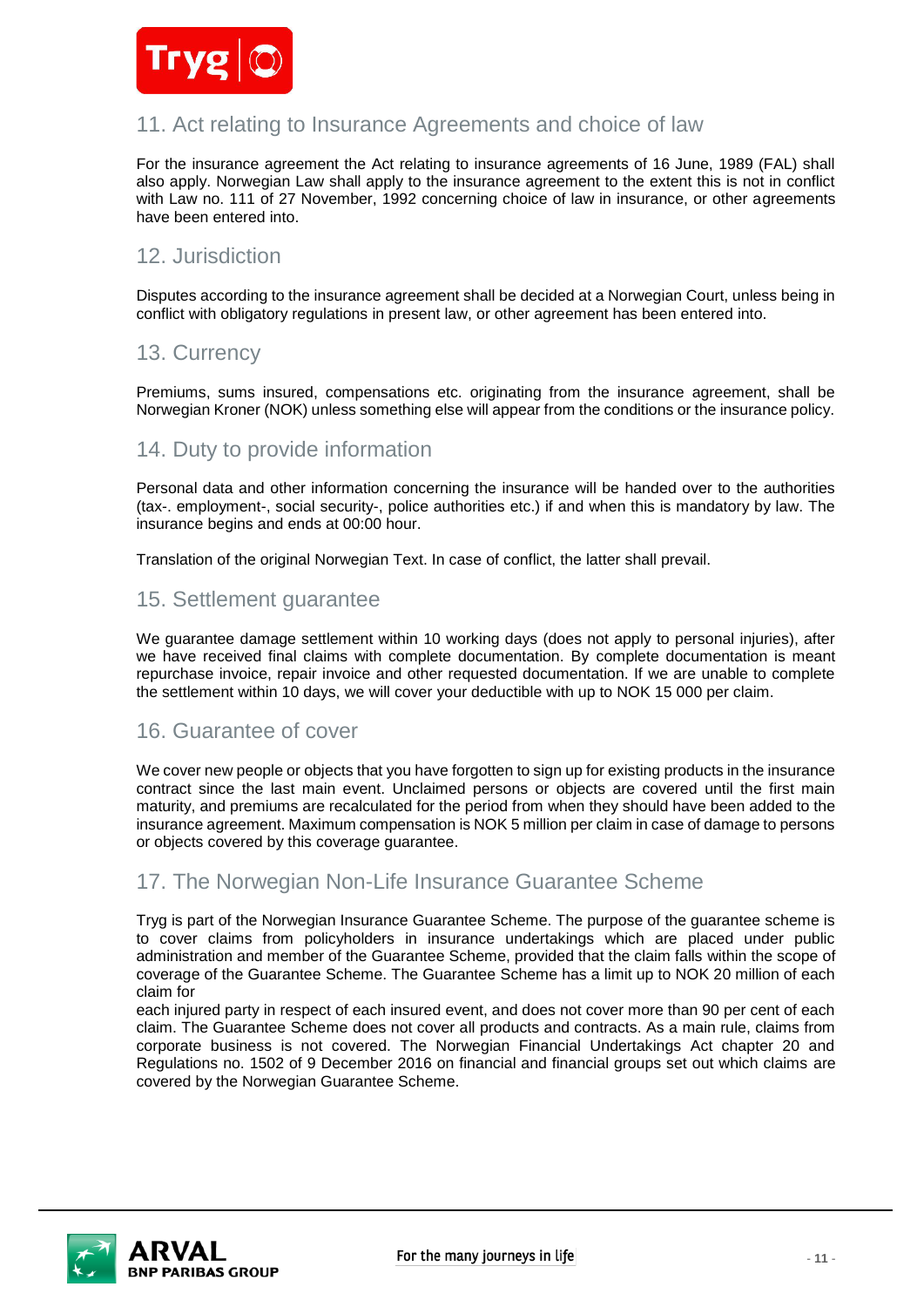## 11. Act relating to Insurance Agreements and choice of law

For the insurance agreement the Act relating to insurance agreements of 16 June, 1989 (FAL) shall also apply. Norwegian Law shall apply to the insurance agreement to the extent this is not in conflict with Law no. 111 of 27 November, 1992 concerning choice of law in insurance, or other agreements have been entered into.

## 12. Jurisdiction

Disputes according to the insurance agreement shall be decided at a Norwegian Court, unless being in conflict with obligatory regulations in present law, or other agreement has been entered into.

## 13. Currency

Premiums, sums insured, compensations etc. originating from the insurance agreement, shall be Norwegian Kroner (NOK) unless something else will appear from the conditions or the insurance policy.

## 14. Duty to provide information

Personal data and other information concerning the insurance will be handed over to the authorities (tax-. employment-, social security-, police authorities etc.) if and when this is mandatory by law. The insurance begins and ends at 00:00 hour.

Translation of the original Norwegian Text. In case of conflict, the latter shall prevail.

## 15. Settlement guarantee

We guarantee damage settlement within 10 working days (does not apply to personal injuries), after we have received final claims with complete documentation. By complete documentation is meant repurchase invoice, repair invoice and other requested documentation. If we are unable to complete the settlement within 10 days, we will cover your deductible with up to NOK 15 000 per claim.

## 16. Guarantee of cover

We cover new people or objects that you have forgotten to sign up for existing products in the insurance contract since the last main event. Unclaimed persons or objects are covered until the first main maturity, and premiums are recalculated for the period from when they should have been added to the insurance agreement. Maximum compensation is NOK 5 million per claim in case of damage to persons or objects covered by this coverage guarantee.

## 17. The Norwegian Non-Life Insurance Guarantee Scheme

Tryg is part of the Norwegian Insurance Guarantee Scheme. The purpose of the guarantee scheme is to cover claims from policyholders in insurance undertakings which are placed under public administration and member of the Guarantee Scheme, provided that the claim falls within the scope of coverage of the Guarantee Scheme. The Guarantee Scheme has a limit up to NOK 20 million of each claim for each injured party in respect of each insured event, and does not cover more than 90 per cent of each claim. The Guarantee Scheme does not cover all products and contracts. As a main rule, claims from corporate business is not covered. The Norwegian Financial Undertakings Act chapter 20 and Regulations no. 1502 of 9 December 2016 on financial and financial groups set out which claims are covered by the Norwegian Guarantee Scheme.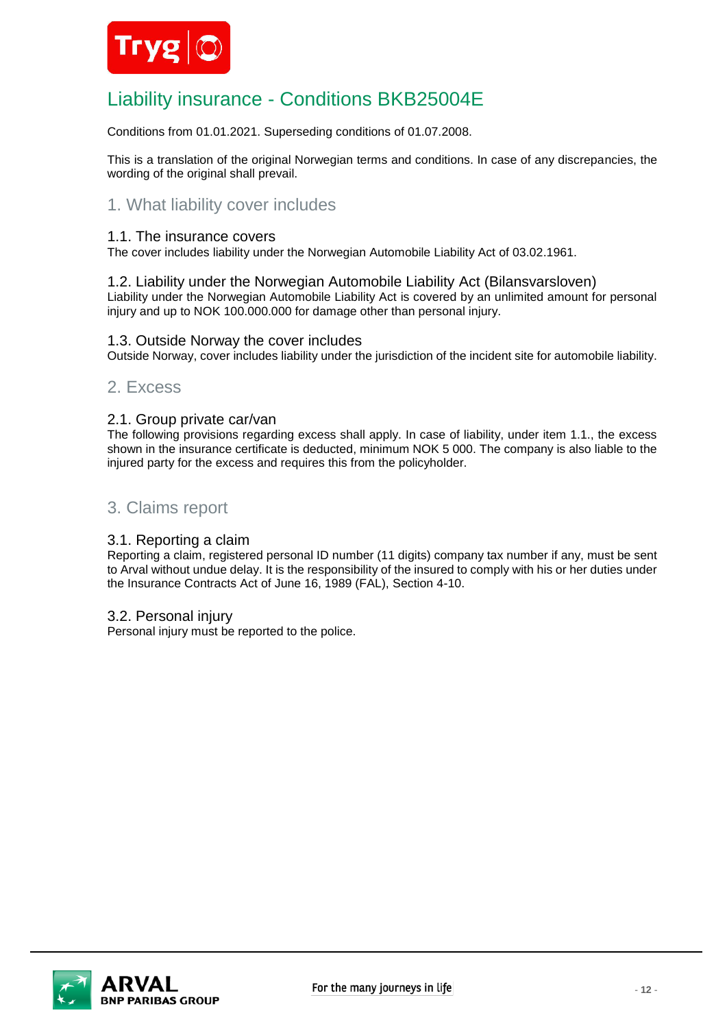# Liability insurance - Conditions BKB25004E

Conditions from 01.01.2021. Superseding conditions of 01.07.2008.

This is a translation of the original Norwegian terms and conditions. In case of any discrepancies, the wording of the original shall prevail.

## 1. What liability cover includes

### 1.1. The insurance covers

The cover includes liability under the Norwegian Automobile Liability Act of 03.02.1961.

### 1.2. Liability under the Norwegian Automobile Liability Act (Bilansvarsloven)

Liability under the Norwegian Automobile Liability Act is covered by an unlimited amount for personal injury and up to NOK 100.000.000 for damage other than personal injury.

### 1.3. Outside Norway the cover includes

Outside Norway, cover includes liability under the jurisdiction of the incident site for automobile liability.

## 2. Excess

### 2.1. Group private car/van

The following provisions regarding excess shall apply. In case of liability, under item 1.1., the excess shown in the insurance certificate is deducted, minimum NOK 5 000. The company is also liable to the injured party for the excess and requires this from the policyholder.

## 3. Claims report

### 3.1. Reporting a claim

Reporting a claim, registered personal ID number (11 digits) company tax number if any, must be sent to Arval without undue delay. It is the responsibility of the insured to comply with his or her duties under the Insurance Contracts Act of June 16, 1989 (FAL), Section 4-10.

### 3.2. Personal injury

Personal injury must be reported to the police.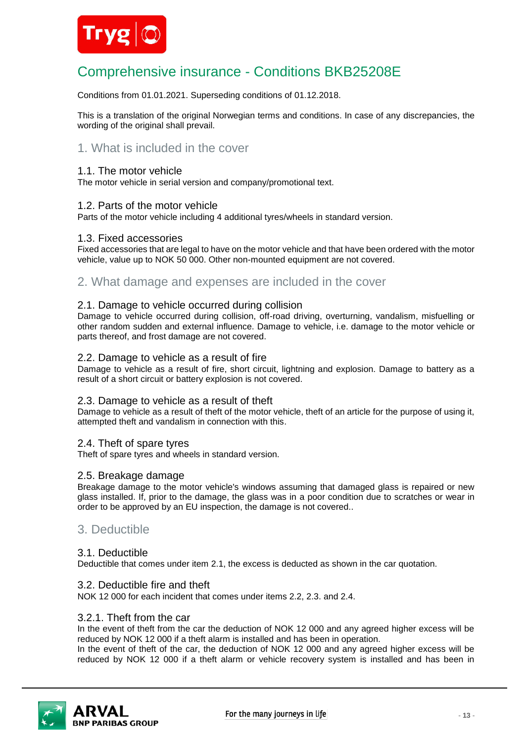# Comprehensive insurance - Conditions BKB25208E

Conditions from 01.01.2021. Superseding conditions of 01.12.2018.

This is a translation of the original Norwegian terms and conditions. In case of any discrepancies, the wording of the original shall prevail.

## 1. What is included in the cover

### 1.1. The motor vehicle

The motor vehicle in serial version and company/promotional text.

### 1.2. Parts of the motor vehicle

Parts of the motor vehicle including 4 additional tyres/wheels in standard version.

### 1.3. Fixed accessories

Fixed accessories that are legal to have on the motor vehicle and that have been ordered with the motor vehicle, value up to NOK 50 000. Other non-mounted equipment are not covered.

## 2. What damage and expenses are included in the cover

### 2.1. Damage to vehicle occurred during collision

Damage to vehicle occurred during collision, off-road driving, overturning, vandalism, misfuelling or other random sudden and external influence. Damage to vehicle, i.e. damage to the motor vehicle or parts thereof, and frost damage are not covered.

### 2.2. Damage to vehicle as a result of fire

Damage to vehicle as a result of fire, short circuit, lightning and explosion. Damage to battery as a result of a short circuit or battery explosion is not covered.

### 2.3. Damage to vehicle as a result of theft

Damage to vehicle as a result of theft of the motor vehicle, theft of an article for the purpose of using it, attempted theft and vandalism in connection with this.

### 2.4. Theft of spare tyres

Theft of spare tyres and wheels in standard version.

### 2.5. Breakage damage

Breakage damage to the motor vehicle's windows assuming that damaged glass is repaired or new glass installed. If, prior to the damage, the glass was in a poor condition due to scratches or wear in order to be approved by an EU inspection, the damage is not covered..

## 3. Deductible

### 3.1. Deductible

Deductible that comes under item 2.1, the excess is deducted as shown in the car quotation.

### 3.2. Deductible fire and theft

NOK 12 000 for each incident that comes under items 2.2, 2.3. and 2.4.

#### 3.2.1. Theft from the car

In the event of theft from the car the deduction of NOK 12 000 and any agreed higher excess will be reduced by NOK 12 000 if a theft alarm is installed and has been in operation.

In the event of theft of the car, the deduction of NOK 12 000 and any agreed higher excess will be reduced by NOK 12 000 if a theft alarm or vehicle recovery system is installed and has been in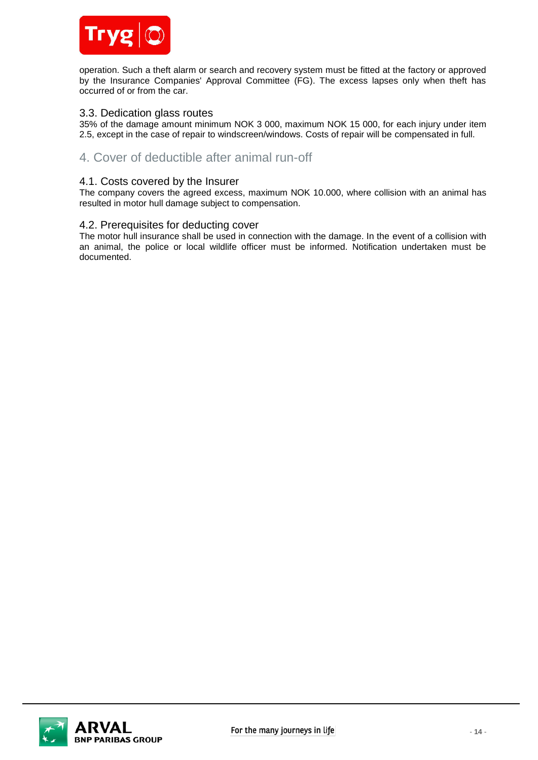operation. Such a theft alarm or search and recovery system must be fitted at the factory or approved by the Insurance Companies' Approval Committee (FG). The excess lapses only when theft has occurred of or from the car.

### 3.3. Dedication glass routes

35% of the damage amount minimum NOK 3 000, maximum NOK 15 000, for each injury under item 2.5, except in the case of repair to windscreen/windows. Costs of repair will be compensated in full.

## 4. Cover of deductible after animal run-off

### 4.1. Costs covered by the Insurer

The company covers the agreed excess, maximum NOK 10.000, where collision with an animal has resulted in motor hull damage subject to compensation.

### 4.2. Prerequisites for deducting cover

The motor hull insurance shall be used in connection with the damage. In the event of a collision with an animal, the police or local wildlife officer must be informed. Notification undertaken must be documented.